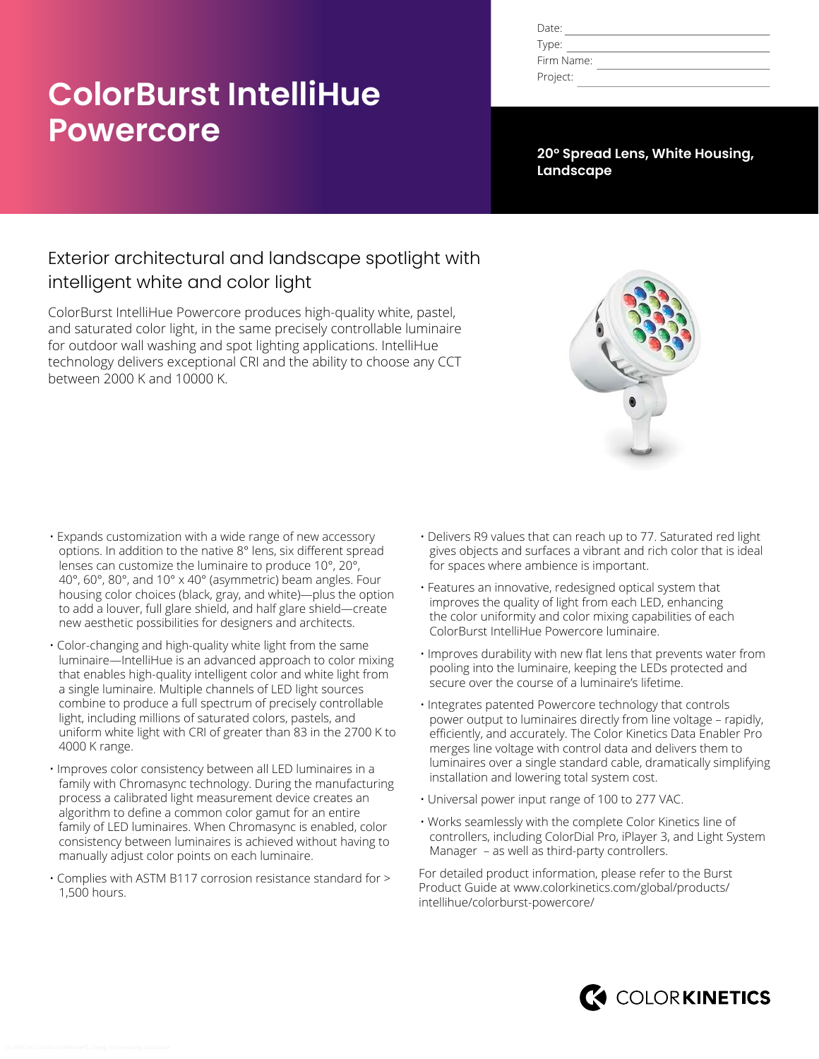# ColorBurst IntelliHue Powercore

Date:
Type:
Firm Name:
Project:

**20° Spread Lens, White Housing, Landscape**

## Exterior architectural and landscape spotlight with intelligent white and color light

ColorBurst IntelliHue Powercore produces high-quality white, pastel, and saturated color light, in the same precisely controllable luminaire for outdoor wall washing and spot lighting applications. IntelliHue technology delivers exceptional CRI and the ability to choose any CCT between 2000 K and 10000 K.

- Expands customization with a wide range of new accessory options. In addition to the native 8° lens, six different spread lenses can customize the luminaire to produce 10°, 20°, 40°, 60°, 80°, and 10° x 40° (asymmetric) beam angles. Four housing color choices (black, gray, and white)—plus the option to add a louver, full glare shield, and half glare shield—create new aesthetic possibilities for designers and architects.
- Color-changing and high-quality white light from the same luminaire—IntelliHue is an advanced approach to color mixing that enables high-quality intelligent color and white light from a single luminaire. Multiple channels of LED light sources combine to produce a full spectrum of precisely controllable light, including millions of saturated colors, pastels, and uniform white light with CRI of greater than 83 in the 2700 K to 4000 K range.
- Improves color consistency between all LED luminaires in a family with Chromasync technology. During the manufacturing process a calibrated light measurement device creates an algorithm to define a common color gamut for an entire family of LED luminaires. When Chromasync is enabled, color consistency between luminaires is achieved without having to manually adjust color points on each luminaire.
- Complies with ASTM B117 corrosion resistance standard for > 1,500 hours.
- Delivers R9 values that can reach up to 77. Saturated red light gives objects and surfaces a vibrant and rich color that is ideal for spaces where ambience is important.
- Features an innovative, redesigned optical system that improves the quality of light from each LED, enhancing the color uniformity and color mixing capabilities of each ColorBurst IntelliHue Powercore luminaire.
- Improves durability with new flat lens that prevents water from pooling into the luminaire, keeping the LEDs protected and secure over the course of a luminaire's lifetime.
- Integrates patented Powercore technology that controls power output to luminaires directly from line voltage – rapidly, efficiently, and accurately. The Color Kinetics Data Enabler Pro merges line voltage with control data and delivers them to luminaires over a single standard cable, dramatically simplifying installation and lowering total system cost.
- Universal power input range of 100 to 277 VAC.
- Works seamlessly with the complete Color Kinetics line of controllers, including ColorDial Pro, iPlayer 3, and Light System Manager – as well as third-party controllers.

For detailed product information, please refer to the Burst Product Guide at www.colorkinetics.com/global/products/intellihue/colorburst-powercore/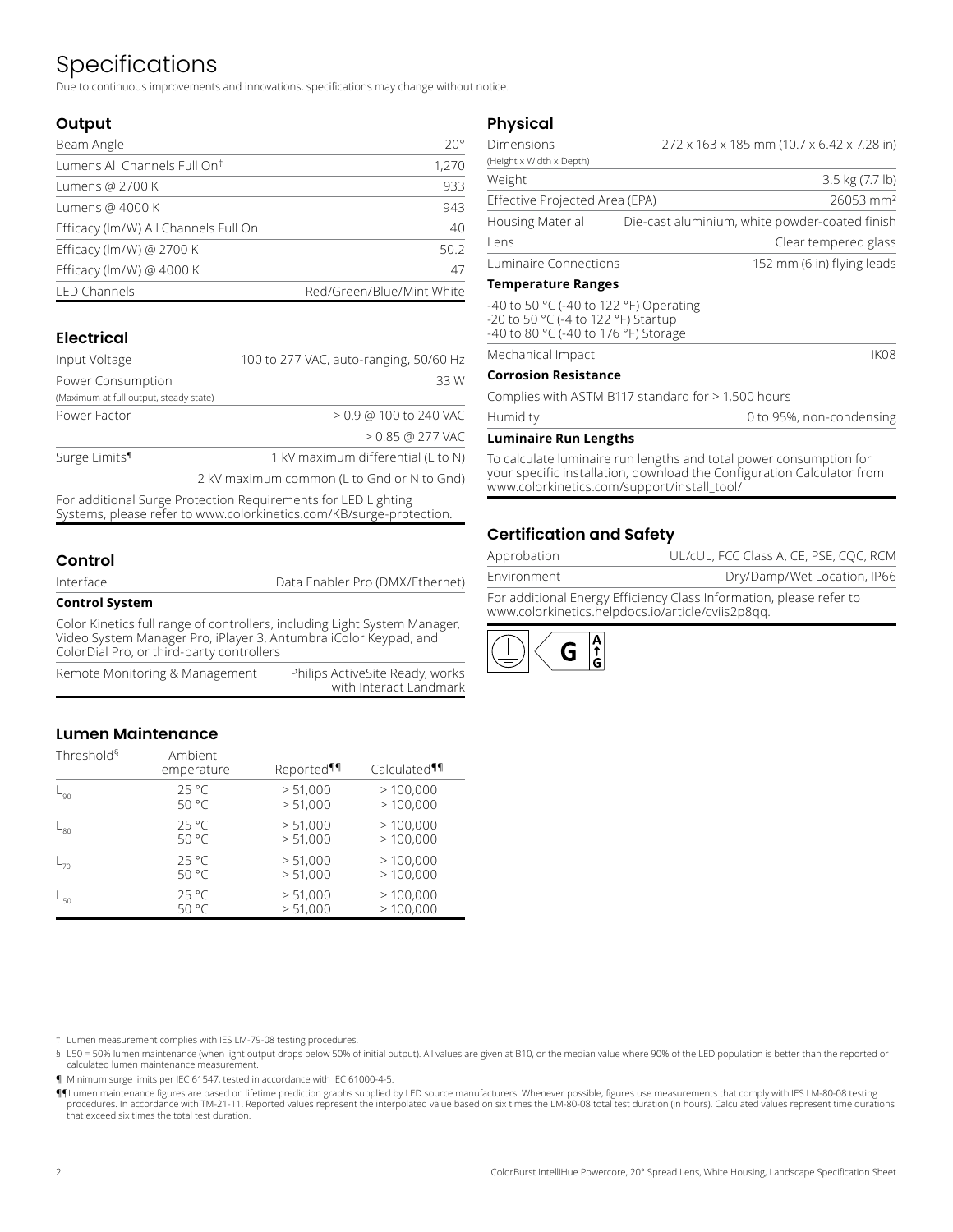# Specifications

Due to continuous improvements and innovations, specifications may change without notice.

## Output

| | |
|---|---|
| Beam Angle | 20° |
| Lumens All Channels Full On† | 1,270 |
| Lumens @ 2700 K | 933 |
| Lumens @ 4000 K | 943 |
| Efficacy (lm/W) All Channels Full On | 40 |
| Efficacy (lm/W) @ 2700 K | 50.2 |
| Efficacy (lm/W) @ 4000 K | 47 |
| LED Channels | Red/Green/Blue/Mint White |

## Electrical

| | |
|---|---|
| Input Voltage | 100 to 277 VAC, auto-ranging, 50/60 Hz |
| Power Consumption (Maximum at full output, steady state) | 33 W |
| Power Factor | > 0.9 @ 100 to 240 VAC |
| | > 0.85 @ 277 VAC |
| Surge Limits¶ | 1 kV maximum differential (L to N) |
| | 2 kV maximum common (L to Gnd or N to Gnd) |

For additional Surge Protection Requirements for LED Lighting Systems, please refer to www.colorkinetics.com/KB/surge-protection.

## Control

| | |
|---|---|
| Interface | Data Enabler Pro (DMX/Ethernet) |

**Control System**

Color Kinetics full range of controllers, including Light System Manager, Video System Manager Pro, iPlayer 3, Antumbra iColor Keypad, and ColorDial Pro, or third-party controllers

| | |
|---|---|
| Remote Monitoring & Management | Philips ActiveSite Ready, works with Interact Landmark |

## Lumen Maintenance

| Threshold§ | Ambient Temperature | Reported¶¶ | Calculated¶¶ |
|---|---|---|---|
| $L_{90}$ | 25 °C<br>50 °C | > 51,000<br>> 51,000 | > 100,000<br>> 100,000 |
| $L_{80}$ | 25 °C<br>50 °C | > 51,000<br>> 51,000 | > 100,000<br>> 100,000 |
| $L_{70}$ | 25 °C<br>50 °C | > 51,000<br>> 51,000 | > 100,000<br>> 100,000 |
| $L_{50}$ | 25 °C<br>50 °C | > 51,000<br>> 51,000 | > 100,000<br>> 100,000 |

## Physical

| | |
|---|---|
| Dimensions (Height x Width x Depth) | 272 x 163 x 185 mm (10.7 x 6.42 x 7.28 in) |
| Weight | 3.5 kg (7.7 lb) |
| Effective Projected Area (EPA) | 26053 mm² |
| Housing Material | Die-cast aluminium, white powder-coated finish |
| Lens | Clear tempered glass |
| Luminaire Connections | 152 mm (6 in) flying leads |

**Temperature Ranges**

-40 to 50 °C (-40 to 122 °F) Operating
-20 to 50 °C (-4 to 122 °F) Startup
-40 to 80 °C (-40 to 176 °F) Storage

| | |
|---|---|
| Mechanical Impact | IK08 |

**Corrosion Resistance**

Complies with ASTM B117 standard for > 1,500 hours

| | |
|---|---|
| Humidity | 0 to 95%, non-condensing |

**Luminaire Run Lengths**

To calculate luminaire run lengths and total power consumption for your specific installation, download the Configuration Calculator from www.colorkinetics.com/support/install_tool/

## Certification and Safety

| | |
|---|---|
| Approbation | UL/cUL, FCC Class A, CE, PSE, CQC, RCM |
| Environment | Dry/Damp/Wet Location, IP66 |

For additional Energy Efficiency Class Information, please refer to www.colorkinetics.helpdocs.io/article/cviis2p8qq.

G A↑G

† Lumen measurement complies with IES LM-79-08 testing procedures.

§ L50 = 50% lumen maintenance (when light output drops below 50% of initial output). All values are given at B10, or the median value where 90% of the LED population is better than the reported or calculated lumen maintenance measurement.

¶ Minimum surge limits per IEC 61547, tested in accordance with IEC 61000-4-5.

¶¶ Lumen maintenance figures are based on lifetime prediction graphs supplied by LED source manufacturers. Whenever possible, figures use measurements that comply with IES LM-80-08 testing procedures. In accordance with TM-21-11, Reported values represent the interpolated value based on six times the LM-80-08 total test duration (in hours). Calculated values represent time durations that exceed six times the total test duration.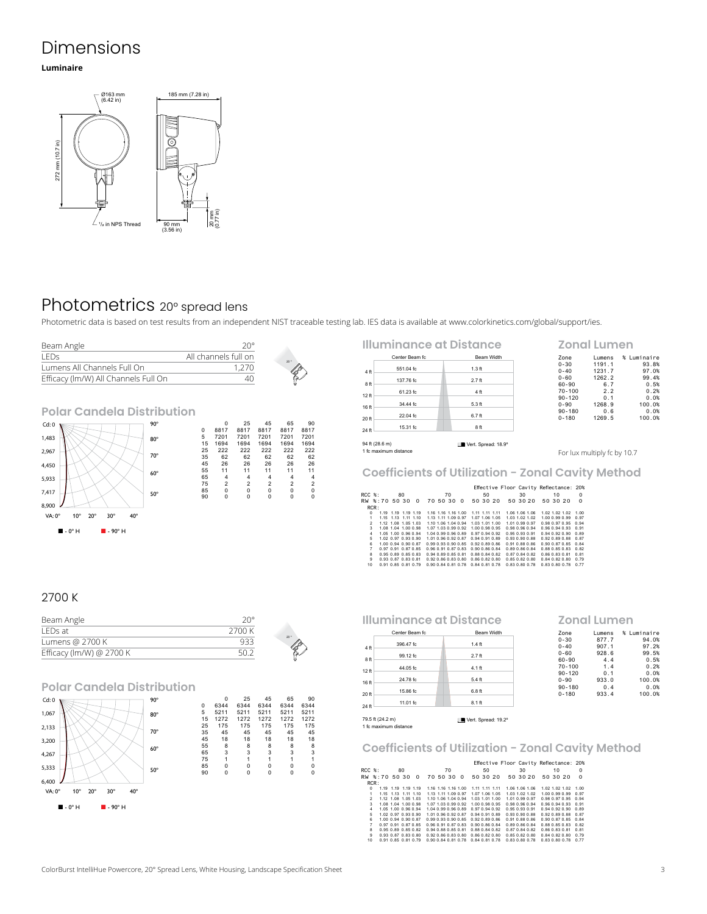# Dimensions

**Luminaire**

Ø163 mm (6.42 in)

185 mm (7.28 in)

272 mm (10.7 in)

½ in NPS Thread

90 mm (3.56 in)

20 mm (0.77 in)

# Photometrics 20° spread lens

Photometric data is based on test results from an independent NIST traceable testing lab. IES data is available at www.colorkinetics.com/global/support/ies.

| Beam Angle | 20° |
|---|---|
| LEDs | All channels full on |
| Lumens All Channels Full On | 1,270 |
| Efficacy (lm/W) All Channels Full On | 40 |

## Polar Candela Distribution

Cd: 0, 1,483, 2,967, 4,450, 5,933, 7,417, 8,900

VA: 0° 10° 20° 30° 40° 50° 60° 70° 80° 90°

■ - 0° H ■ - 90° H

| | 0 | 25 | 45 | 65 | 90 |
|---|---|---|---|---|---|
| 0 | 8817 | 8817 | 8817 | 8817 | 8817 |
| 5 | 7201 | 7201 | 7201 | 7201 | 7201 |
| 15 | 1694 | 1694 | 1694 | 1694 | 1694 |
| 25 | 222 | 222 | 222 | 222 | 222 |
| 35 | 62 | 62 | 62 | 62 | 62 |
| 45 | 26 | 26 | 26 | 26 | 26 |
| 55 | 11 | 11 | 11 | 11 | 11 |
| 65 | 4 | 4 | 4 | 4 | 4 |
| 75 | 2 | 2 | 2 | 2 | 2 |
| 85 | 0 | 0 | 0 | 0 | 0 |
| 90 | 0 | 0 | 0 | 0 | 0 |

## Illuminance at Distance

| | Center Beam fc | Beam Width |
|---|---|---|
| 4 ft | 551.04 fc | 1.3 ft |
| 8 ft | 137.76 fc | 2.7 ft |
| 12 ft | 61.23 fc | 4 ft |
| 16 ft | 34.44 fc | 5.3 ft |
| 20 ft | 22.04 fc | 6.7 ft |
| 24 ft | 15.31 fc | 8 ft |

94 ft (28.6 m)
1 fc maximum distance

Vert. Spread: 18.9°

## Zonal Lumen

| Zone | Lumens | % Luminaire |
|---|---|---|
| 0-30 | 1191.1 | 93.8% |
| 0-40 | 1231.7 | 97.0% |
| 0-60 | 1262.2 | 99.4% |
| 60-90 | 6.7 | 0.5% |
| 70-100 | 2.2 | 0.2% |
| 90-120 | 0.1 | 0.0% |
| 0-90 | 1268.9 | 100.0% |
| 90-180 | 0.6 | 0.0% |
| 0-180 | 1269.5 | 100.0% |

For lux multiply fc by 10.7

## Coefficients of Utilization - Zonal Cavity Method

Effective Floor Cavity Reflectance: 20%

| RCC %: | 80 | | | | 70 | | | | 50 | | | 30 | | | 10 | | | 0 |
|---|---|---|---|---|---|---|---|---|---|---|---|---|---|---|---|---|---|---|
| RW %: | 70 | 50 | 30 | 0 | 70 | 50 | 30 | 0 | 50 | 30 | 20 | 50 | 30 | 20 | 50 | 30 | 20 | 0 |
| RCR: 0 | 1.19 | 1.19 | 1.19 | 1.19 | 1.16 | 1.16 | 1.16 | 1.00 | 1.11 | 1.11 | 1.11 | 1.06 | 1.06 | 1.06 | 1.02 | 1.02 | 1.02 | 1.00 |
| 1 | 1.15 | 1.13 | 1.11 | 1.10 | 1.13 | 1.11 | 1.09 | 0.97 | 1.07 | 1.06 | 1.05 | 1.03 | 1.02 | 1.02 | 1.00 | 0.99 | 0.99 | 0.97 |
| 2 | 1.12 | 1.08 | 1.05 | 1.03 | 1.10 | 1.06 | 1.04 | 0.94 | 1.03 | 1.01 | 1.00 | 1.01 | 0.99 | 0.97 | 0.98 | 0.97 | 0.95 | 0.94 |
| 3 | 1.08 | 1.04 | 1.00 | 0.98 | 1.07 | 1.03 | 0.99 | 0.92 | 1.00 | 0.98 | 0.95 | 0.98 | 0.96 | 0.94 | 0.96 | 0.94 | 0.93 | 0.91 |
| 4 | 1.05 | 1.00 | 0.96 | 0.94 | 1.04 | 0.99 | 0.96 | 0.89 | 0.97 | 0.94 | 0.92 | 0.95 | 0.93 | 0.91 | 0.94 | 0.92 | 0.90 | 0.89 |
| 5 | 1.02 | 0.97 | 0.93 | 0.90 | 1.01 | 0.96 | 0.92 | 0.87 | 0.94 | 0.91 | 0.89 | 0.93 | 0.90 | 0.88 | 0.92 | 0.89 | 0.88 | 0.87 |
| 6 | 1.00 | 0.94 | 0.90 | 0.87 | 0.99 | 0.93 | 0.90 | 0.85 | 0.92 | 0.89 | 0.86 | 0.91 | 0.88 | 0.86 | 0.90 | 0.87 | 0.85 | 0.84 |
| 7 | 0.97 | 0.91 | 0.87 | 0.85 | 0.96 | 0.91 | 0.87 | 0.83 | 0.90 | 0.86 | 0.84 | 0.89 | 0.86 | 0.84 | 0.88 | 0.85 | 0.83 | 0.82 |
| 8 | 0.95 | 0.89 | 0.85 | 0.83 | 0.94 | 0.89 | 0.85 | 0.81 | 0.88 | 0.84 | 0.82 | 0.87 | 0.84 | 0.82 | 0.86 | 0.83 | 0.81 | 0.81 |
| 9 | 0.93 | 0.87 | 0.83 | 0.81 | 0.92 | 0.86 | 0.83 | 0.80 | 0.86 | 0.82 | 0.80 | 0.85 | 0.82 | 0.80 | 0.84 | 0.82 | 0.80 | 0.79 |
| 10 | 0.91 | 0.85 | 0.81 | 0.79 | 0.90 | 0.84 | 0.81 | 0.78 | 0.84 | 0.81 | 0.78 | 0.83 | 0.80 | 0.78 | 0.83 | 0.80 | 0.78 | 0.77 |

## 2700 K

| Beam Angle | 20° |
|---|---|
| LEDs at | 2700 K |
| Lumens @ 2700 K | 933 |
| Efficacy (lm/W) @ 2700 K | 50.2 |

## Polar Candela Distribution

Cd: 0, 1,067, 2,133, 3,200, 4,267, 5,333, 6,400

VA: 0° 10° 20° 30° 40° 50° 60° 70° 80° 90°

■ - 0° H ■ - 90° H

| | 0 | 25 | 45 | 65 | 90 |
|---|---|---|---|---|---|
| 0 | 6344 | 6344 | 6344 | 6344 | 6344 |
| 5 | 5211 | 5211 | 5211 | 5211 | 5211 |
| 15 | 1272 | 1272 | 1272 | 1272 | 1272 |
| 25 | 175 | 175 | 175 | 175 | 175 |
| 35 | 45 | 45 | 45 | 45 | 45 |
| 45 | 18 | 18 | 18 | 18 | 18 |
| 55 | 8 | 8 | 8 | 8 | 8 |
| 65 | 3 | 3 | 3 | 3 | 3 |
| 75 | 1 | 1 | 1 | 1 | 1 |
| 85 | 0 | 0 | 0 | 0 | 0 |
| 90 | 0 | 0 | 0 | 0 | 0 |

## Illuminance at Distance

| | Center Beam fc | Beam Width |
|---|---|---|
| 4 ft | 396.47 fc | 1.4 ft |
| 8 ft | 99.12 fc | 2.7 ft |
| 12 ft | 44.05 fc | 4.1 ft |
| 16 ft | 24.78 fc | 5.4 ft |
| 20 ft | 15.86 fc | 6.8 ft |
| 24 ft | 11.01 fc | 8.1 ft |

79.5 ft (24.2 m)
1 fc maximum distance

Vert. Spread: 19.2°

## Zonal Lumen

| Zone | Lumens | % Luminaire |
|---|---|---|
| 0-30 | 877.7 | 94.0% |
| 0-40 | 907.1 | 97.2% |
| 0-60 | 928.6 | 99.5% |
| 60-90 | 4.4 | 0.5% |
| 70-100 | 1.4 | 0.2% |
| 90-120 | 0.1 | 0.0% |
| 0-90 | 933.0 | 100.0% |
| 90-180 | 0.4 | 0.0% |
| 0-180 | 933.4 | 100.0% |

## Coefficients of Utilization - Zonal Cavity Method

Effective Floor Cavity Reflectance: 20%

| RCC %: | 80 | | | | 70 | | | | 50 | | | 30 | | | 10 | | | 0 |
|---|---|---|---|---|---|---|---|---|---|---|---|---|---|---|---|---|---|---|
| RW %: | 70 | 50 | 30 | 0 | 70 | 50 | 30 | 0 | 50 | 30 | 20 | 50 | 30 | 20 | 50 | 30 | 20 | 0 |
| RCR: 0 | 1.19 | 1.19 | 1.19 | 1.19 | 1.16 | 1.16 | 1.16 | 1.00 | 1.11 | 1.11 | 1.11 | 1.06 | 1.06 | 1.06 | 1.02 | 1.02 | 1.02 | 1.00 |
| 1 | 1.15 | 1.13 | 1.11 | 1.10 | 1.13 | 1.11 | 1.09 | 0.97 | 1.07 | 1.06 | 1.05 | 1.03 | 1.02 | 1.02 | 1.00 | 0.99 | 0.99 | 0.97 |
| 2 | 1.12 | 1.08 | 1.05 | 1.03 | 1.10 | 1.06 | 1.04 | 0.94 | 1.03 | 1.01 | 1.00 | 1.01 | 0.99 | 0.97 | 0.98 | 0.97 | 0.95 | 0.94 |
| 3 | 1.08 | 1.04 | 1.00 | 0.98 | 1.07 | 1.03 | 0.99 | 0.92 | 1.00 | 0.98 | 0.95 | 0.98 | 0.96 | 0.94 | 0.96 | 0.94 | 0.93 | 0.91 |
| 4 | 1.05 | 1.00 | 0.96 | 0.94 | 1.04 | 0.99 | 0.96 | 0.89 | 0.97 | 0.94 | 0.92 | 0.95 | 0.93 | 0.91 | 0.94 | 0.92 | 0.90 | 0.89 |
| 5 | 1.02 | 0.97 | 0.93 | 0.90 | 1.01 | 0.96 | 0.92 | 0.87 | 0.94 | 0.91 | 0.89 | 0.93 | 0.90 | 0.88 | 0.92 | 0.89 | 0.88 | 0.87 |
| 6 | 1.00 | 0.94 | 0.90 | 0.87 | 0.99 | 0.93 | 0.90 | 0.85 | 0.92 | 0.89 | 0.86 | 0.91 | 0.88 | 0.86 | 0.90 | 0.87 | 0.85 | 0.84 |
| 7 | 0.97 | 0.91 | 0.87 | 0.85 | 0.96 | 0.91 | 0.87 | 0.83 | 0.90 | 0.86 | 0.84 | 0.89 | 0.86 | 0.84 | 0.88 | 0.85 | 0.83 | 0.82 |
| 8 | 0.95 | 0.89 | 0.85 | 0.82 | 0.94 | 0.88 | 0.85 | 0.81 | 0.88 | 0.84 | 0.82 | 0.87 | 0.84 | 0.82 | 0.86 | 0.83 | 0.81 | 0.81 |
| 9 | 0.93 | 0.87 | 0.83 | 0.80 | 0.92 | 0.86 | 0.83 | 0.80 | 0.86 | 0.82 | 0.80 | 0.85 | 0.82 | 0.80 | 0.84 | 0.82 | 0.80 | 0.79 |
| 10 | 0.91 | 0.85 | 0.81 | 0.79 | 0.90 | 0.84 | 0.81 | 0.78 | 0.84 | 0.81 | 0.78 | 0.83 | 0.80 | 0.78 | 0.83 | 0.80 | 0.78 | 0.77 |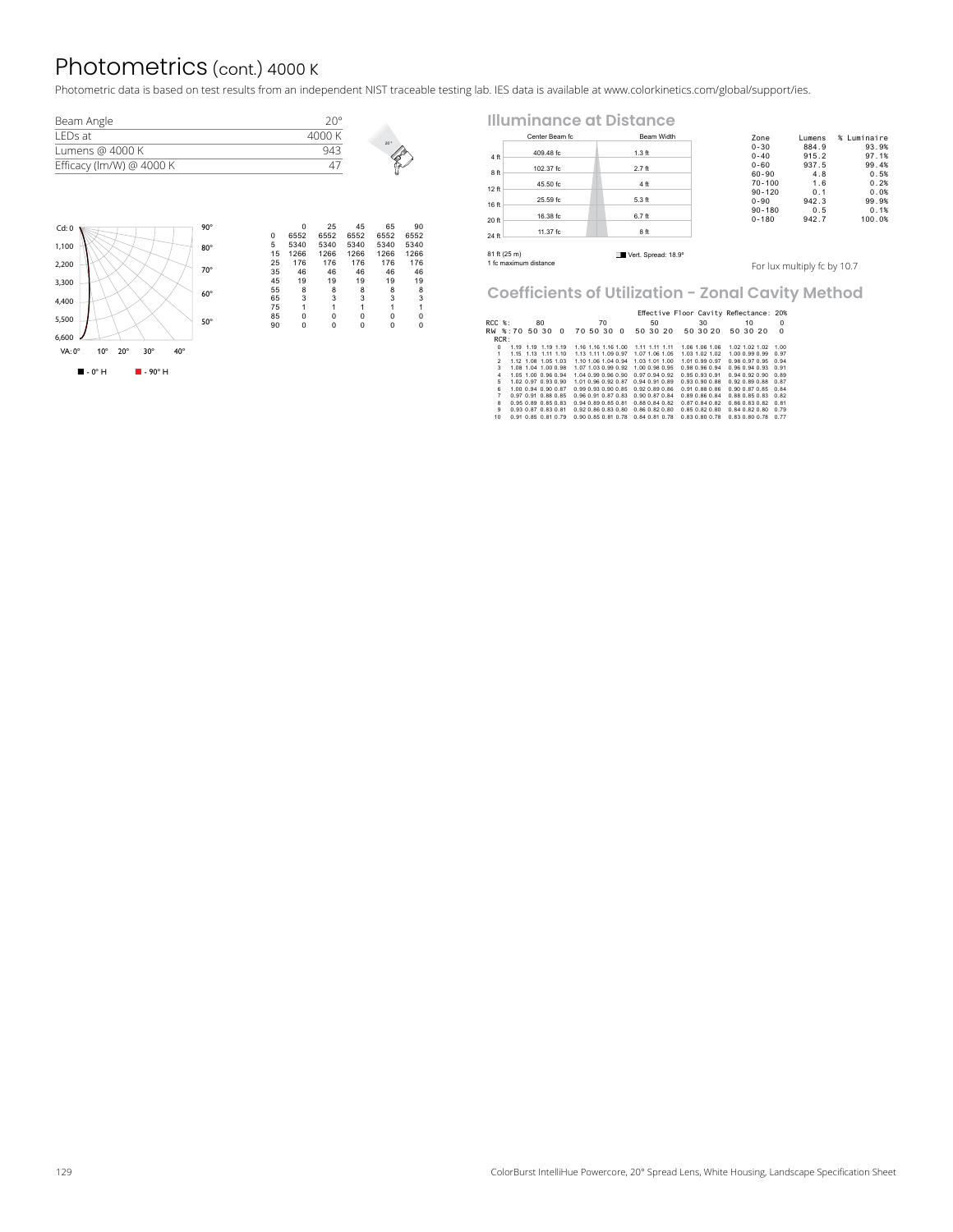# Photometrics (cont.) 4000 K

Photometric data is based on test results from an independent NIST traceable testing lab. IES data is available at www.colorkinetics.com/global/support/ies.

| Beam Angle | 20° |
| --- | --- |
| LEDs at | 4000 K |
| Lumens @ 4000 K | 943 |
| Efficacy (lm/W) @ 4000 K | 47 |

Cd: 0, 1,100, 2,200, 3,300, 4,400, 5,500, 6,600

VA: 0° 10° 20° 30° 40° 50° 60° 70° 80° 90°

■ - 0° H ■ - 90° H

| | 0 | 25 | 45 | 65 | 90 |
| --- | --- | --- | --- | --- | --- |
| 0 | 6552 | 6552 | 6552 | 6552 | 6552 |
| 5 | 5340 | 5340 | 5340 | 5340 | 5340 |
| 15 | 1266 | 1266 | 1266 | 1266 | 1266 |
| 25 | 176 | 176 | 176 | 176 | 176 |
| 35 | 46 | 46 | 46 | 46 | 46 |
| 45 | 19 | 19 | 19 | 19 | 19 |
| 55 | 8 | 8 | 8 | 8 | 8 |
| 65 | 3 | 3 | 3 | 3 | 3 |
| 75 | 1 | 1 | 1 | 1 | 1 |
| 85 | 0 | 0 | 0 | 0 | 0 |
| 90 | 0 | 0 | 0 | 0 | 0 |

## Illuminance at Distance

| | Center Beam fc | Beam Width |
| --- | --- | --- |
| 4 ft | 409.48 fc | 1.3 ft |
| 8 ft | 102.37 fc | 2.7 ft |
| 12 ft | 45.50 fc | 4 ft |
| 16 ft | 25.59 fc | 5.3 ft |
| 20 ft | 16.38 fc | 6.7 ft |
| 24 ft | 11.37 fc | 8 ft |

81 ft (25 m)
1 fc maximum distance

Vert. Spread: 18.9°

| Zone | Lumens | % Luminaire |
| --- | --- | --- |
| 0-30 | 884.9 | 93.9% |
| 0-40 | 915.2 | 97.1% |
| 0-60 | 937.5 | 99.4% |
| 60-90 | 4.8 | 0.5% |
| 70-100 | 1.6 | 0.2% |
| 90-120 | 0.1 | 0.0% |
| 0-90 | 942.3 | 99.9% |
| 90-180 | 0.5 | 0.1% |
| 0-180 | 942.7 | 100.0% |

For lux multiply fc by 10.7

## Coefficients of Utilization - Zonal Cavity Method

Effective Floor Cavity Reflectance: 20%

| RCC %: | 80 | | | | 70 | | | | 50 | | | 30 | | | 10 | | | 0 |
| --- | --- | --- | --- | --- | --- | --- | --- | --- | --- | --- | --- | --- | --- | --- | --- | --- | --- | --- |
| RW %: | 70 | 50 | 30 | 0 | 70 | 50 | 30 | 0 | 50 | 30 | 20 | 50 | 30 | 20 | 50 | 30 | 20 | 0 |
| RCR: | | | | | | | | | | | | | | | | | | |
| 0 | 1.19 | 1.19 | 1.19 | 1.19 | 1.16 | 1.16 | 1.16 | 1.00 | 1.11 | 1.11 | 1.11 | 1.06 | 1.06 | 1.06 | 1.02 | 1.02 | 1.02 | 1.00 |
| 1 | 1.15 | 1.13 | 1.11 | 1.10 | 1.13 | 1.11 | 1.09 | 0.97 | 1.07 | 1.06 | 1.05 | 1.03 | 1.02 | 1.02 | 1.00 | 0.99 | 0.99 | 0.97 |
| 2 | 1.12 | 1.08 | 1.05 | 1.03 | 1.10 | 1.06 | 1.04 | 0.94 | 1.03 | 1.01 | 1.00 | 1.01 | 0.99 | 0.97 | 0.98 | 0.97 | 0.95 | 0.94 |
| 3 | 1.08 | 1.04 | 1.00 | 0.98 | 1.07 | 1.03 | 0.99 | 0.92 | 1.00 | 0.98 | 0.95 | 0.98 | 0.96 | 0.94 | 0.96 | 0.94 | 0.93 | 0.91 |
| 4 | 1.05 | 1.00 | 0.96 | 0.94 | 1.04 | 0.99 | 0.96 | 0.90 | 0.97 | 0.94 | 0.92 | 0.95 | 0.93 | 0.91 | 0.94 | 0.92 | 0.90 | 0.89 |
| 5 | 1.02 | 0.97 | 0.93 | 0.90 | 1.01 | 0.96 | 0.92 | 0.87 | 0.94 | 0.91 | 0.89 | 0.93 | 0.90 | 0.88 | 0.92 | 0.89 | 0.88 | 0.87 |
| 6 | 1.00 | 0.94 | 0.90 | 0.87 | 0.99 | 0.93 | 0.90 | 0.85 | 0.92 | 0.89 | 0.86 | 0.91 | 0.88 | 0.86 | 0.90 | 0.87 | 0.85 | 0.84 |
| 7 | 0.97 | 0.91 | 0.88 | 0.85 | 0.96 | 0.91 | 0.87 | 0.83 | 0.90 | 0.87 | 0.84 | 0.89 | 0.86 | 0.84 | 0.88 | 0.85 | 0.83 | 0.82 |
| 8 | 0.95 | 0.89 | 0.85 | 0.83 | 0.94 | 0.89 | 0.85 | 0.81 | 0.88 | 0.84 | 0.82 | 0.87 | 0.84 | 0.82 | 0.86 | 0.83 | 0.82 | 0.81 |
| 9 | 0.93 | 0.87 | 0.83 | 0.81 | 0.92 | 0.86 | 0.83 | 0.80 | 0.86 | 0.82 | 0.80 | 0.85 | 0.82 | 0.80 | 0.84 | 0.82 | 0.80 | 0.79 |
| 10 | 0.91 | 0.85 | 0.81 | 0.79 | 0.90 | 0.85 | 0.81 | 0.78 | 0.84 | 0.81 | 0.78 | 0.83 | 0.80 | 0.78 | 0.83 | 0.80 | 0.78 | 0.77 |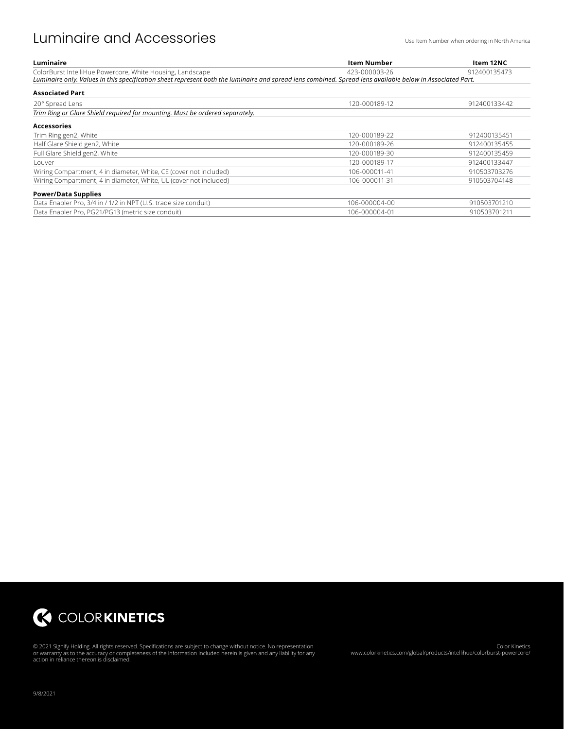# Luminaire and Accessories

Use Item Number when ordering in North America

| Luminaire | Item Number | Item 12NC |
|---|---|---|
| ColorBurst IntelliHue Powercore, White Housing, Landscape | 423-000003-26 | 912400135473 |

*Luminaire only. Values in this specification sheet represent both the luminaire and spread lens combined. Spread lens available below in Associated Part.*

| Associated Part | | |
|---|---|---|
| 20° Spread Lens | 120-000189-12 | 912400133442 |

*Trim Ring or Glare Shield required for mounting. Must be ordered separately.*

| Accessories | | |
|---|---|---|
| Trim Ring gen2, White | 120-000189-22 | 912400135451 |
| Half Glare Shield gen2, White | 120-000189-26 | 912400135455 |
| Full Glare Shield gen2, White | 120-000189-30 | 912400135459 |
| Louver | 120-000189-17 | 912400133447 |
| Wiring Compartment, 4 in diameter, White, CE (cover not included) | 106-000011-41 | 910503703276 |
| Wiring Compartment, 4 in diameter, White, UL (cover not included) | 106-000011-31 | 910503704148 |

| Power/Data Supplies | | |
|---|---|---|
| Data Enabler Pro, 3/4 in / 1/2 in NPT (U.S. trade size conduit) | 106-000004-00 | 910503701210 |
| Data Enabler Pro, PG21/PG13 (metric size conduit) | 106-000004-01 | 910503701211 |

COLOR**KINETICS**

© 2021 Signify Holding. All rights reserved. Specifications are subject to change without notice. No representation or warranty as to the accuracy or completeness of the information included herein is given and any liability for any action in reliance thereon is disclaimed.

Color Kinetics
www.colorkinetics.com/global/products/intellihue/colorburst-powercore/

9/8/2021